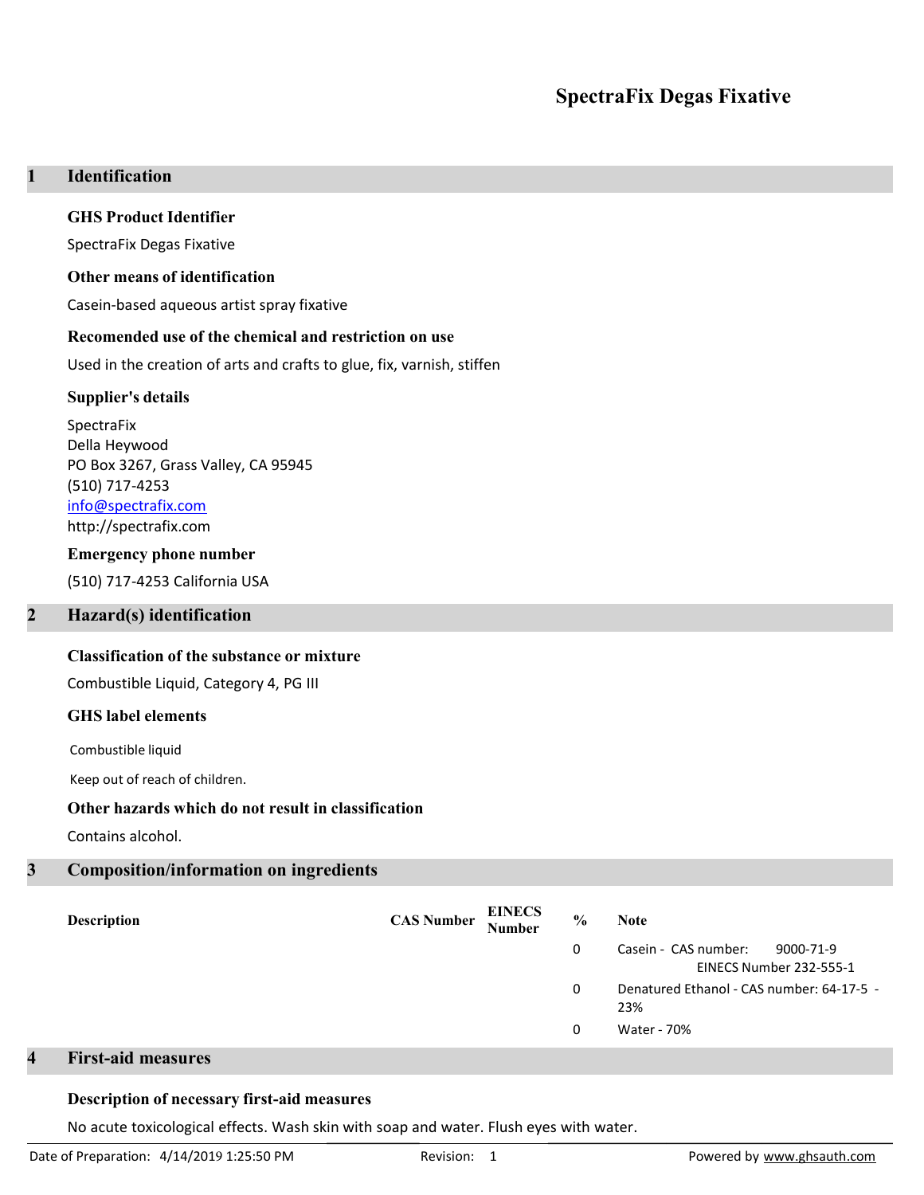# SpectraFix Degas Fixative

## 1 Identification

### GHS Product Identifier

SpectraFix Degas Fixative

### Other means of identification

Casein-based aqueous artist spray fixative

### Recomended use of the chemical and restriction on use

Used in the creation of arts and crafts to glue, fix, varnish, stiffen

### Supplier's details

SpectraFix
Della Heywood
PO Box 3267, Grass Valley, CA 95945
(510) 717-4253
info@spectrafix.com
http://spectrafix.com

### Emergency phone number

(510) 717-4253 California USA

## 2 Hazard(s) identification

### Classification of the substance or mixture

Combustible Liquid, Category 4, PG III

### GHS label elements

Combustible liquid

Keep out of reach of children.

### Other hazards which do not result in classification

Contains alcohol.

## 3 Composition/information on ingredients

| Description | CAS Number | EINECS Number | % | Note |
|---|---|---|---|---|
| | | | 0 | Casein - CAS number: 9000-71-9 EINECS Number 232-555-1 |
| | | | 0 | Denatured Ethanol - CAS number: 64-17-5 - 23% |
| | | | 0 | Water - 70% |

## 4 First-aid measures

### Description of necessary first-aid measures

No acute toxicological effects. Wash skin with soap and water. Flush eyes with water.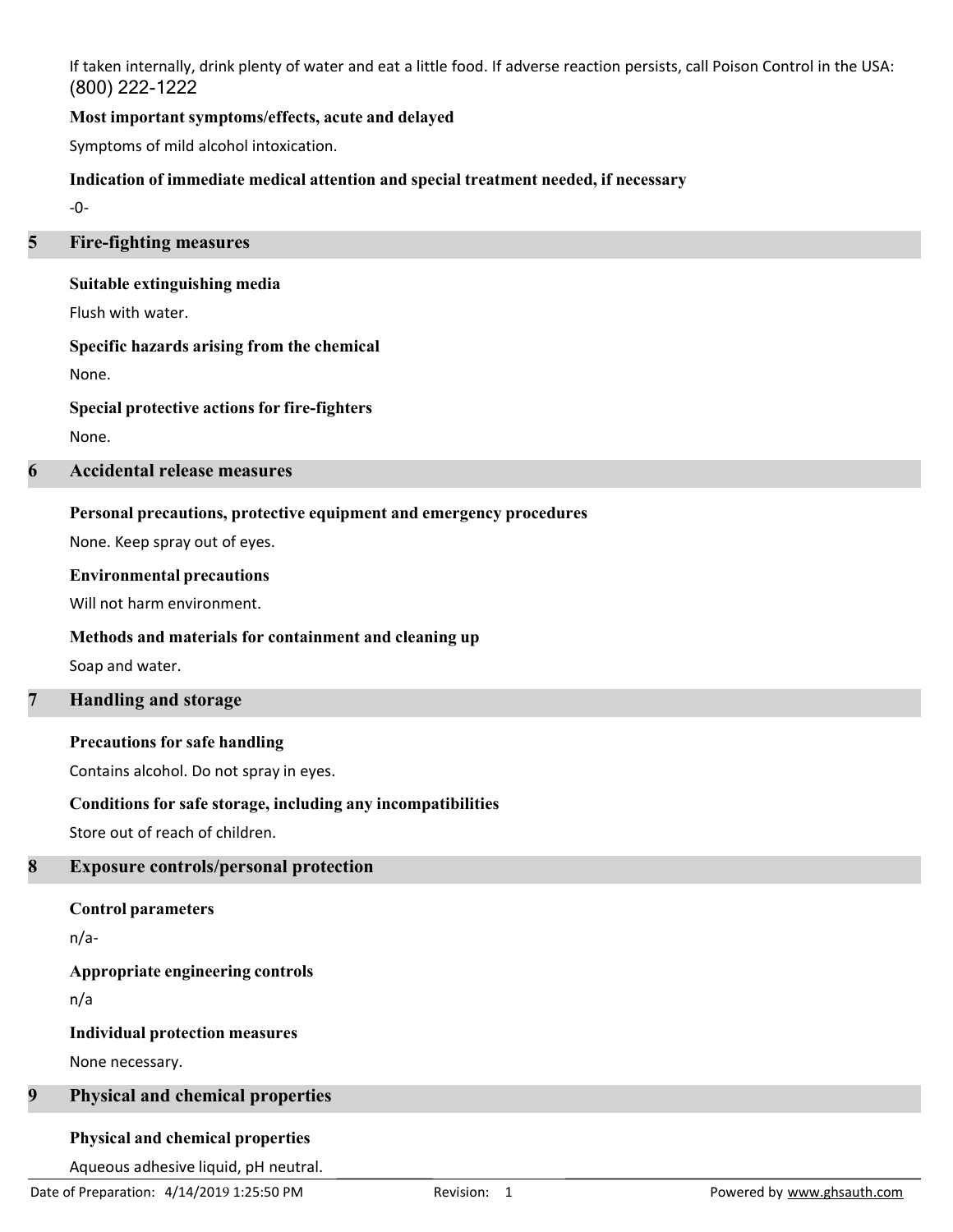If taken internally, drink plenty of water and eat a little food. If adverse reaction persists, call Poison Control in the USA: (800) 222-1222

### Most important symptoms/effects, acute and delayed

Symptoms of mild alcohol intoxication.

### Indication of immediate medical attention and special treatment needed, if necessary

-0-

## 5 Fire-fighting measures

### Suitable extinguishing media

Flush with water.

### Specific hazards arising from the chemical

None.

### Special protective actions for fire-fighters

None.

## 6 Accidental release measures

### Personal precautions, protective equipment and emergency procedures

None. Keep spray out of eyes.

### Environmental precautions

Will not harm environment.

### Methods and materials for containment and cleaning up

Soap and water.

## 7 Handling and storage

### Precautions for safe handling

Contains alcohol. Do not spray in eyes.

### Conditions for safe storage, including any incompatibilities

Store out of reach of children.

## 8 Exposure controls/personal protection

### Control parameters

n/a-

### Appropriate engineering controls

n/a

### Individual protection measures

None necessary.

## 9 Physical and chemical properties

### Physical and chemical properties

Aqueous adhesive liquid, pH neutral.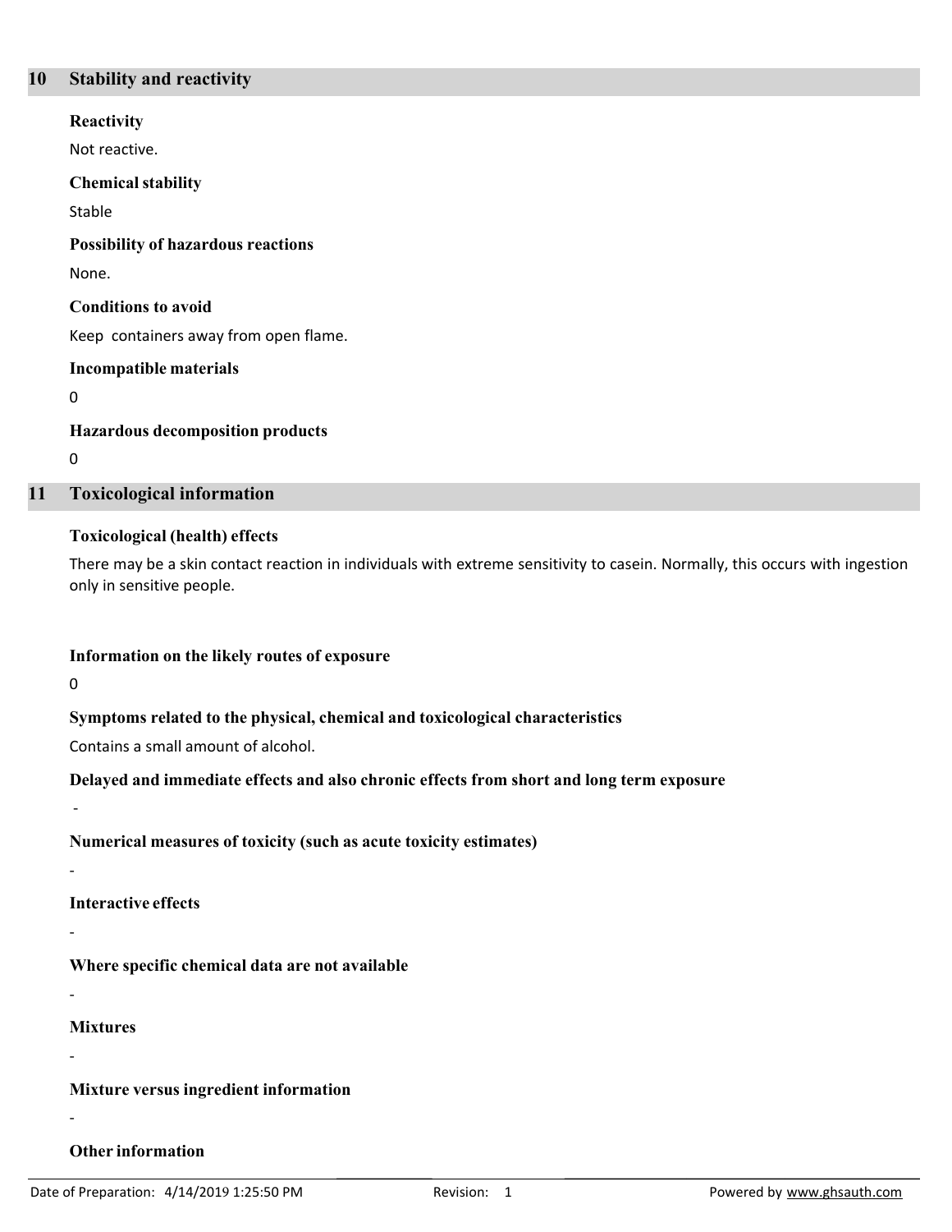## 10 Stability and reactivity

**Reactivity**

Not reactive.

**Chemical stability**

Stable

**Possibility of hazardous reactions**

None.

**Conditions to avoid**

Keep containers away from open flame.

**Incompatible materials**

0

**Hazardous decomposition products**

0

## 11 Toxicological information

**Toxicological (health) effects**

There may be a skin contact reaction in individuals with extreme sensitivity to casein. Normally, this occurs with ingestion only in sensitive people.

**Information on the likely routes of exposure**

0

**Symptoms related to the physical, chemical and toxicological characteristics**

Contains a small amount of alcohol.

**Delayed and immediate effects and also chronic effects from short and long term exposure**

-

**Numerical measures of toxicity (such as acute toxicity estimates)**

-

**Interactive effects**

-

**Where specific chemical data are not available**

-

**Mixtures**

-

**Mixture versus ingredient information**

-

**Other information**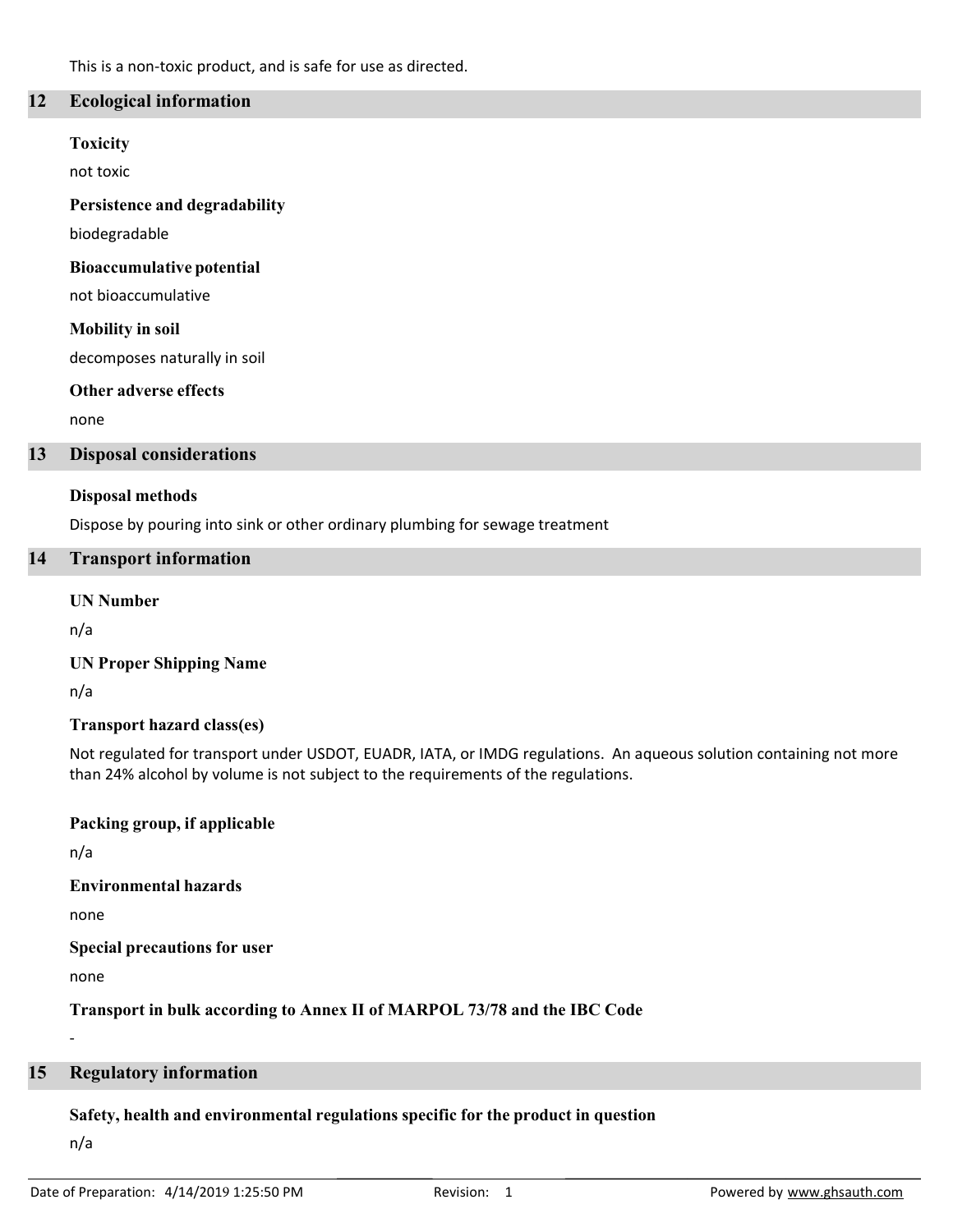This is a non-toxic product, and is safe for use as directed.

## 12 Ecological information

**Toxicity**

not toxic

**Persistence and degradability**

biodegradable

**Bioaccumulative potential**

not bioaccumulative

**Mobility in soil**

decomposes naturally in soil

**Other adverse effects**

none

## 13 Disposal considerations

**Disposal methods**

Dispose by pouring into sink or other ordinary plumbing for sewage treatment

## 14 Transport information

**UN Number**

n/a

**UN Proper Shipping Name**

n/a

**Transport hazard class(es)**

Not regulated for transport under USDOT, EUADR, IATA, or IMDG regulations. An aqueous solution containing not more than 24% alcohol by volume is not subject to the requirements of the regulations.

**Packing group, if applicable**

n/a

**Environmental hazards**

none

**Special precautions for user**

none

**Transport in bulk according to Annex II of MARPOL 73/78 and the IBC Code**

-

## 15 Regulatory information

**Safety, health and environmental regulations specific for the product in question**

n/a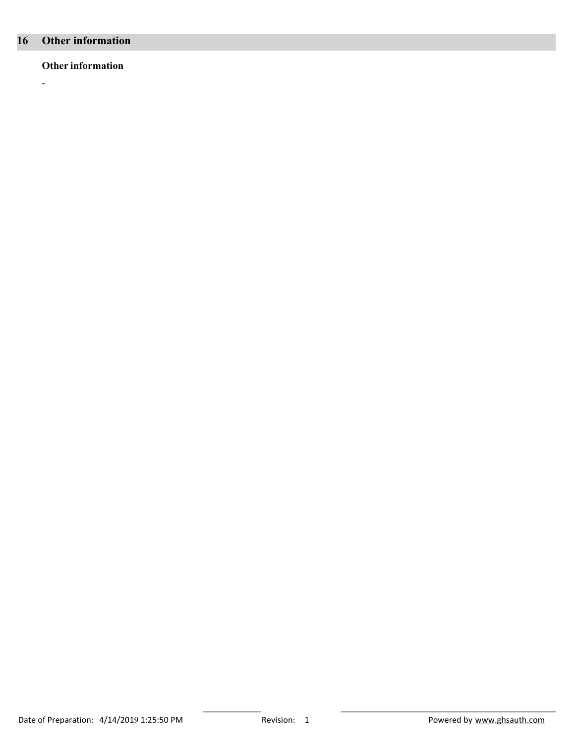## 16 Other information

### Other information

-